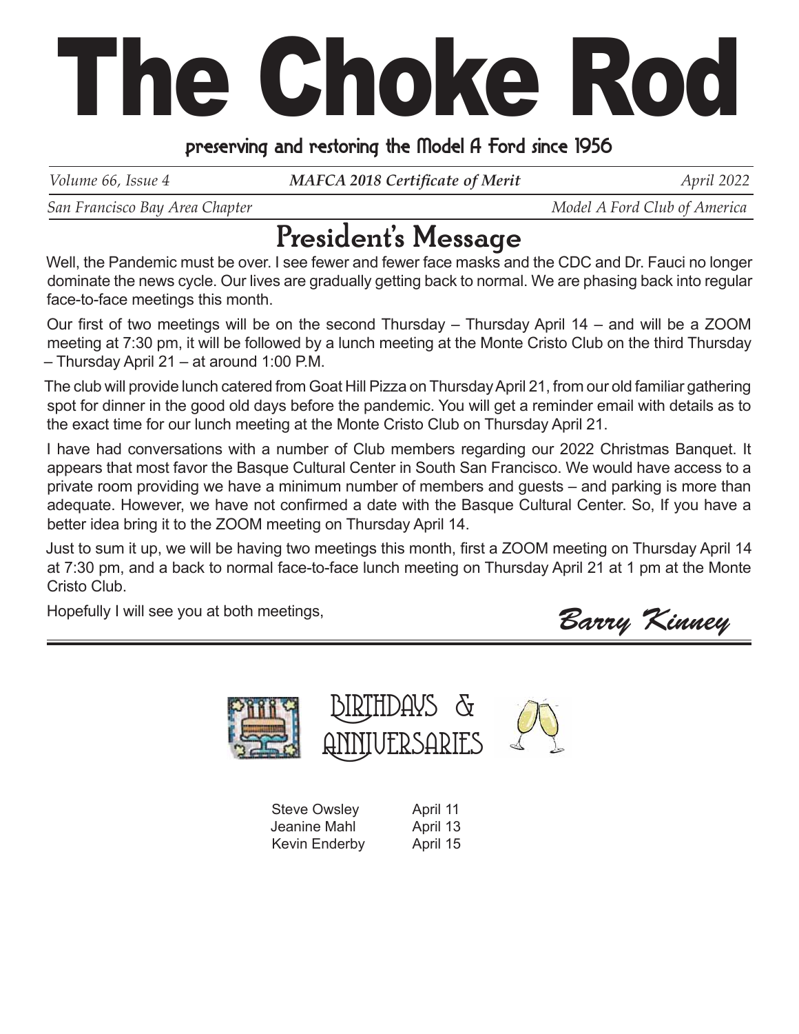# The Choke Rod

**preserving and restoring the Model A Ford since 1956**

*Volume 66, Issue 4* | ***MAFCA 2018 Certificate of Merit*** | *April 2022*

*San Francisco Bay Area Chapter* | *Model A Ford Club of America*

## President's Message

Well, the Pandemic must be over. I see fewer and fewer face masks and the CDC and Dr. Fauci no longer dominate the news cycle. Our lives are gradually getting back to normal. We are phasing back into regular face-to-face meetings this month.

Our first of two meetings will be on the second Thursday – Thursday April 14 – and will be a ZOOM meeting at 7:30 pm, it will be followed by a lunch meeting at the Monte Cristo Club on the third Thursday – Thursday April 21 – at around 1:00 P.M.

The club will provide lunch catered from Goat Hill Pizza on Thursday April 21, from our old familiar gathering spot for dinner in the good old days before the pandemic. You will get a reminder email with details as to the exact time for our lunch meeting at the Monte Cristo Club on Thursday April 21.

I have had conversations with a number of Club members regarding our 2022 Christmas Banquet. It appears that most favor the Basque Cultural Center in South San Francisco. We would have access to a private room providing we have a minimum number of members and guests – and parking is more than adequate. However, we have not confirmed a date with the Basque Cultural Center. So, If you have a better idea bring it to the ZOOM meeting on Thursday April 14.

Just to sum it up, we will be having two meetings this month, first a ZOOM meeting on Thursday April 14 at 7:30 pm, and a back to normal face-to-face lunch meeting on Thursday April 21 at 1 pm at the Monte Cristo Club.

Hopefully I will see you at both meetings,

*Barry Kinney*

---

## Birthdays & Anniversaries

| | |
|---|---|
| Steve Owsley | April 11 |
| Jeanine Mahl | April 13 |
| Kevin Enderby | April 15 |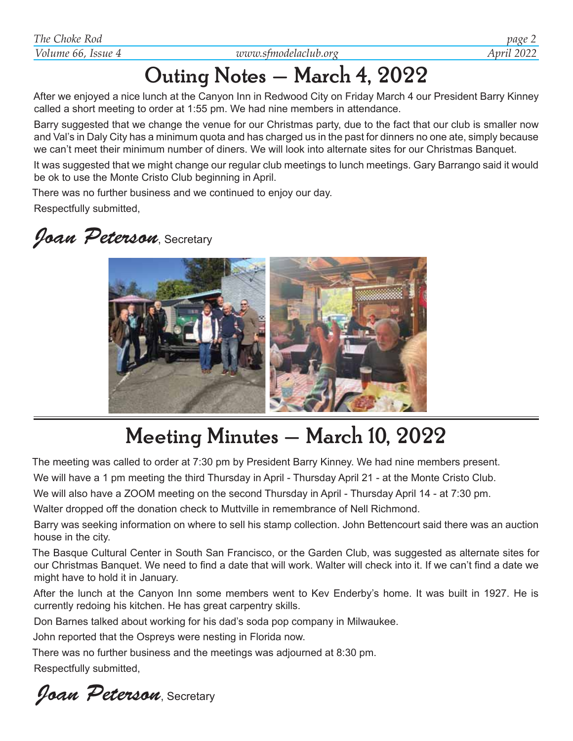# Outing Notes – March 4, 2022

After we enjoyed a nice lunch at the Canyon Inn in Redwood City on Friday March 4 our President Barry Kinney called a short meeting to order at 1:55 pm. We had nine members in attendance.

Barry suggested that we change the venue for our Christmas party, due to the fact that our club is smaller now and Val's in Daly City has a minimum quota and has charged us in the past for dinners no one ate, simply because we can't meet their minimum number of diners. We will look into alternate sites for our Christmas Banquet.

It was suggested that we might change our regular club meetings to lunch meetings. Gary Barrango said it would be ok to use the Monte Cristo Club beginning in April.

There was no further business and we continued to enjoy our day.

Respectfully submitted,

*Joan Peterson*, Secretary

# Meeting Minutes – March 10, 2022

The meeting was called to order at 7:30 pm by President Barry Kinney. We had nine members present.

We will have a 1 pm meeting the third Thursday in April - Thursday April 21 - at the Monte Cristo Club.

We will also have a ZOOM meeting on the second Thursday in April - Thursday April 14 - at 7:30 pm.

Walter dropped off the donation check to Muttville in remembrance of Nell Richmond.

Barry was seeking information on where to sell his stamp collection. John Bettencourt said there was an auction house in the city.

The Basque Cultural Center in South San Francisco, or the Garden Club, was suggested as alternate sites for our Christmas Banquet. We need to find a date that will work. Walter will check into it. If we can't find a date we might have to hold it in January.

After the lunch at the Canyon Inn some members went to Kev Enderby's home. It was built in 1927. He is currently redoing his kitchen. He has great carpentry skills.

Don Barnes talked about working for his dad's soda pop company in Milwaukee.

John reported that the Ospreys were nesting in Florida now.

There was no further business and the meetings was adjourned at 8:30 pm.

Respectfully submitted,

*Joan Peterson*, Secretary